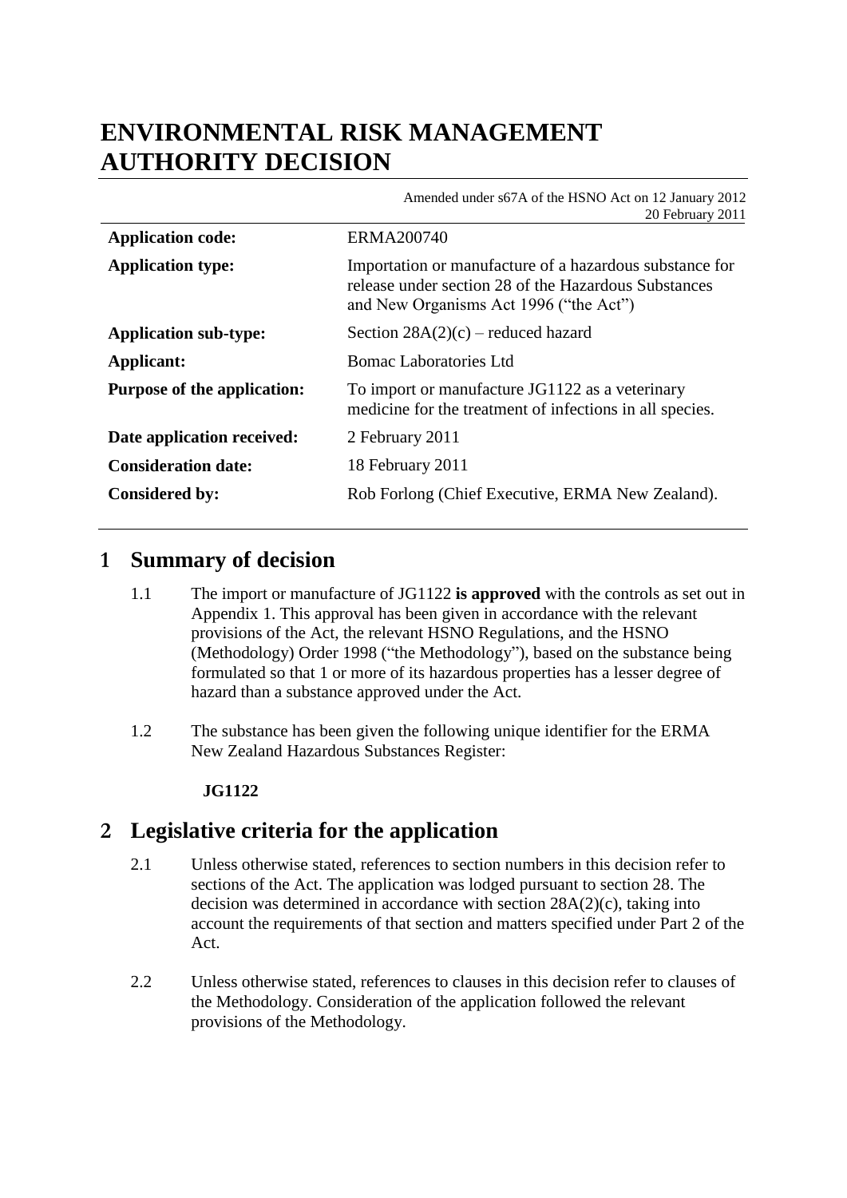# ENVIRONMENTAL RISK MANAGEMENT AUTHORITY DECISION

Amended under s67A of the HSNO Act on 12 January 2012
20 February 2011

| | |
|---|---|
| **Application code:** | ERMA200740 |
| **Application type:** | Importation or manufacture of a hazardous substance for release under section 28 of the Hazardous Substances and New Organisms Act 1996 ("the Act") |
| **Application sub-type:** | Section 28A(2)(c) – reduced hazard |
| **Applicant:** | Bomac Laboratories Ltd |
| **Purpose of the application:** | To import or manufacture JG1122 as a veterinary medicine for the treatment of infections in all species. |
| **Date application received:** | 2 February 2011 |
| **Consideration date:** | 18 February 2011 |
| **Considered by:** | Rob Forlong (Chief Executive, ERMA New Zealand). |

## 1 Summary of decision

1.1 The import or manufacture of JG1122 **is approved** with the controls as set out in Appendix 1. This approval has been given in accordance with the relevant provisions of the Act, the relevant HSNO Regulations, and the HSNO (Methodology) Order 1998 ("the Methodology"), based on the substance being formulated so that 1 or more of its hazardous properties has a lesser degree of hazard than a substance approved under the Act.

1.2 The substance has been given the following unique identifier for the ERMA New Zealand Hazardous Substances Register:

**JG1122**

## 2 Legislative criteria for the application

2.1 Unless otherwise stated, references to section numbers in this decision refer to sections of the Act. The application was lodged pursuant to section 28. The decision was determined in accordance with section 28A(2)(c), taking into account the requirements of that section and matters specified under Part 2 of the Act.

2.2 Unless otherwise stated, references to clauses in this decision refer to clauses of the Methodology. Consideration of the application followed the relevant provisions of the Methodology.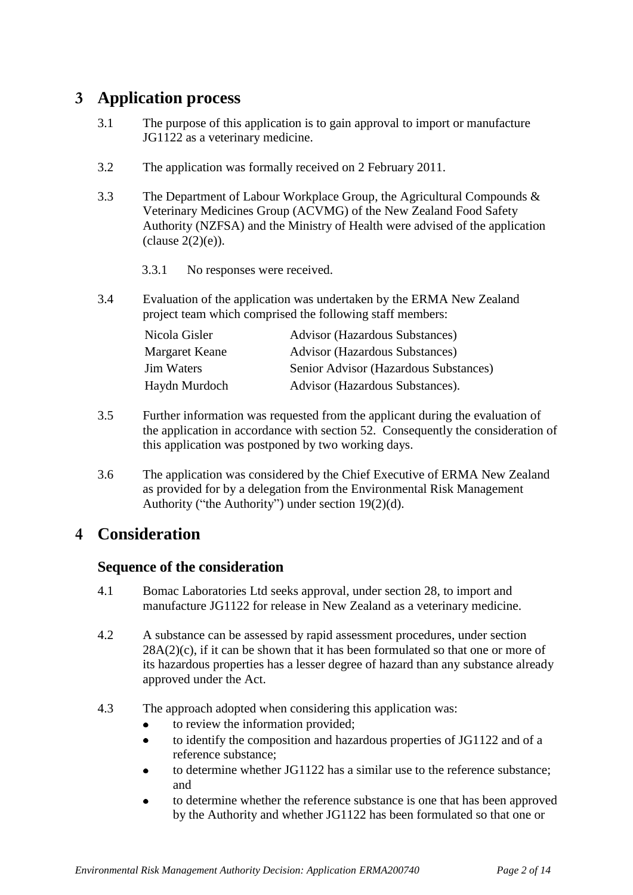## 3 Application process

3.1 The purpose of this application is to gain approval to import or manufacture JG1122 as a veterinary medicine.

3.2 The application was formally received on 2 February 2011.

3.3 The Department of Labour Workplace Group, the Agricultural Compounds & Veterinary Medicines Group (ACVMG) of the New Zealand Food Safety Authority (NZFSA) and the Ministry of Health were advised of the application (clause 2(2)(e)).

3.3.1 No responses were received.

3.4 Evaluation of the application was undertaken by the ERMA New Zealand project team which comprised the following staff members:

| | |
|---|---|
| Nicola Gisler | Advisor (Hazardous Substances) |
| Margaret Keane | Advisor (Hazardous Substances) |
| Jim Waters | Senior Advisor (Hazardous Substances) |
| Haydn Murdoch | Advisor (Hazardous Substances). |

3.5 Further information was requested from the applicant during the evaluation of the application in accordance with section 52. Consequently the consideration of this application was postponed by two working days.

3.6 The application was considered by the Chief Executive of ERMA New Zealand as provided for by a delegation from the Environmental Risk Management Authority ("the Authority") under section 19(2)(d).

## 4 Consideration

### Sequence of the consideration

4.1 Bomac Laboratories Ltd seeks approval, under section 28, to import and manufacture JG1122 for release in New Zealand as a veterinary medicine.

4.2 A substance can be assessed by rapid assessment procedures, under section 28A(2)(c), if it can be shown that it has been formulated so that one or more of its hazardous properties has a lesser degree of hazard than any substance already approved under the Act.

4.3 The approach adopted when considering this application was:

- to review the information provided;
- to identify the composition and hazardous properties of JG1122 and of a reference substance;
- to determine whether JG1122 has a similar use to the reference substance; and
- to determine whether the reference substance is one that has been approved by the Authority and whether JG1122 has been formulated so that one or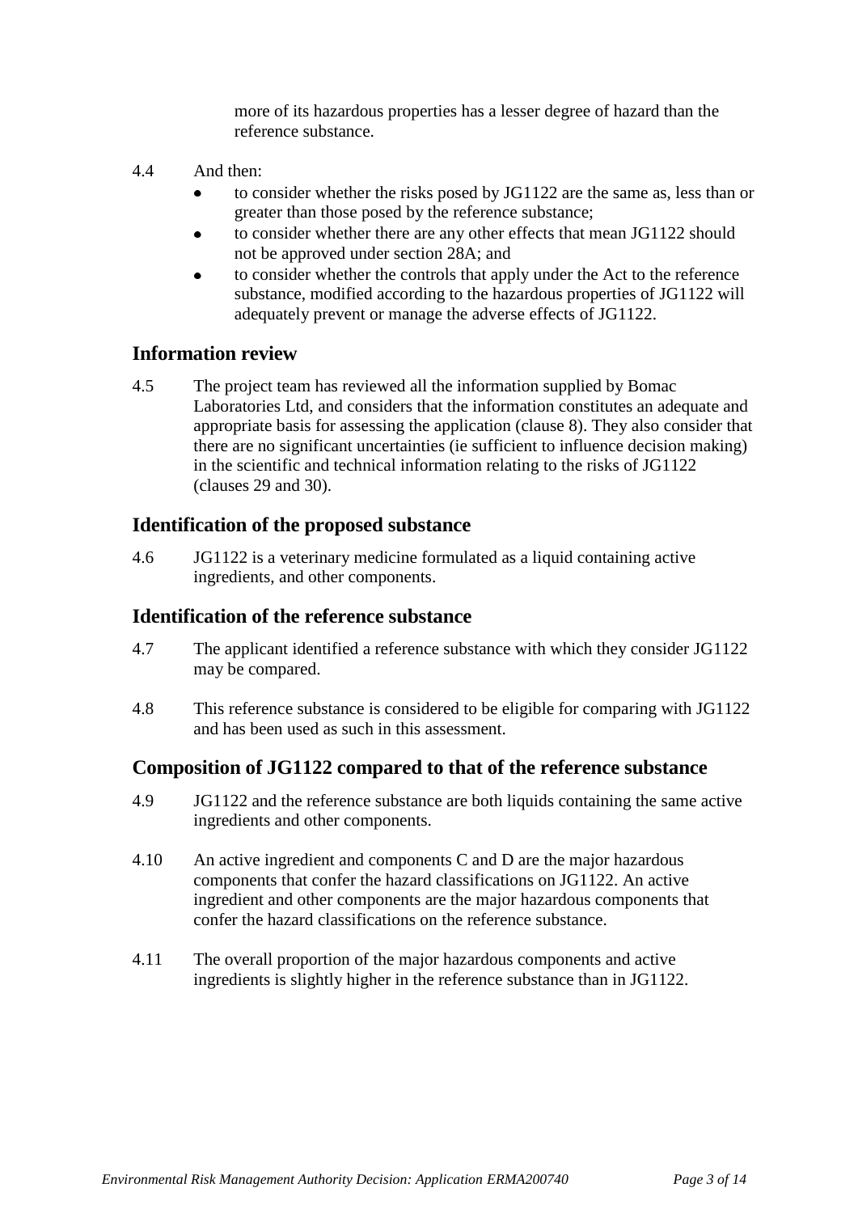more of its hazardous properties has a lesser degree of hazard than the reference substance.

4.4 And then:

- to consider whether the risks posed by JG1122 are the same as, less than or greater than those posed by the reference substance;
- to consider whether there are any other effects that mean JG1122 should not be approved under section 28A; and
- to consider whether the controls that apply under the Act to the reference substance, modified according to the hazardous properties of JG1122 will adequately prevent or manage the adverse effects of JG1122.

## Information review

4.5 The project team has reviewed all the information supplied by Bomac Laboratories Ltd, and considers that the information constitutes an adequate and appropriate basis for assessing the application (clause 8). They also consider that there are no significant uncertainties (ie sufficient to influence decision making) in the scientific and technical information relating to the risks of JG1122 (clauses 29 and 30).

## Identification of the proposed substance

4.6 JG1122 is a veterinary medicine formulated as a liquid containing active ingredients, and other components.

## Identification of the reference substance

4.7 The applicant identified a reference substance with which they consider JG1122 may be compared.

4.8 This reference substance is considered to be eligible for comparing with JG1122 and has been used as such in this assessment.

## Composition of JG1122 compared to that of the reference substance

4.9 JG1122 and the reference substance are both liquids containing the same active ingredients and other components.

4.10 An active ingredient and components C and D are the major hazardous components that confer the hazard classifications on JG1122. An active ingredient and other components are the major hazardous components that confer the hazard classifications on the reference substance.

4.11 The overall proportion of the major hazardous components and active ingredients is slightly higher in the reference substance than in JG1122.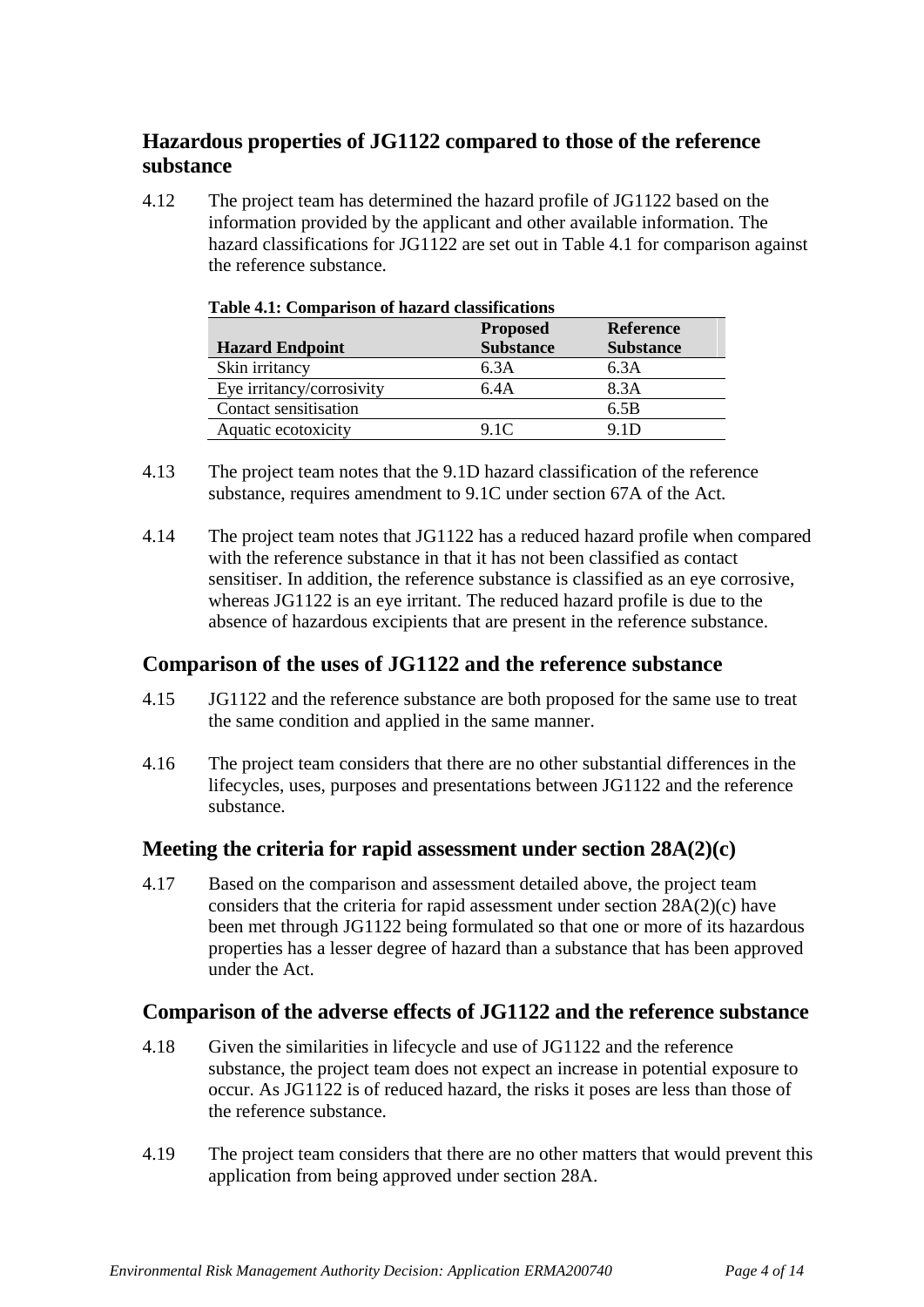## Hazardous properties of JG1122 compared to those of the reference substance

4.12 The project team has determined the hazard profile of JG1122 based on the information provided by the applicant and other available information. The hazard classifications for JG1122 are set out in Table 4.1 for comparison against the reference substance.

**Table 4.1: Comparison of hazard classifications**

| Hazard Endpoint | Proposed Substance | Reference Substance |
|---|---|---|
| Skin irritancy | 6.3A | 6.3A |
| Eye irritancy/corrosivity | 6.4A | 8.3A |
| Contact sensitisation | | 6.5B |
| Aquatic ecotoxicity | 9.1C | 9.1D |

4.13 The project team notes that the 9.1D hazard classification of the reference substance, requires amendment to 9.1C under section 67A of the Act.

4.14 The project team notes that JG1122 has a reduced hazard profile when compared with the reference substance in that it has not been classified as contact sensitiser. In addition, the reference substance is classified as an eye corrosive, whereas JG1122 is an eye irritant. The reduced hazard profile is due to the absence of hazardous excipients that are present in the reference substance.

## Comparison of the uses of JG1122 and the reference substance

4.15 JG1122 and the reference substance are both proposed for the same use to treat the same condition and applied in the same manner.

4.16 The project team considers that there are no other substantial differences in the lifecycles, uses, purposes and presentations between JG1122 and the reference substance.

## Meeting the criteria for rapid assessment under section 28A(2)(c)

4.17 Based on the comparison and assessment detailed above, the project team considers that the criteria for rapid assessment under section 28A(2)(c) have been met through JG1122 being formulated so that one or more of its hazardous properties has a lesser degree of hazard than a substance that has been approved under the Act.

## Comparison of the adverse effects of JG1122 and the reference substance

4.18 Given the similarities in lifecycle and use of JG1122 and the reference substance, the project team does not expect an increase in potential exposure to occur. As JG1122 is of reduced hazard, the risks it poses are less than those of the reference substance.

4.19 The project team considers that there are no other matters that would prevent this application from being approved under section 28A.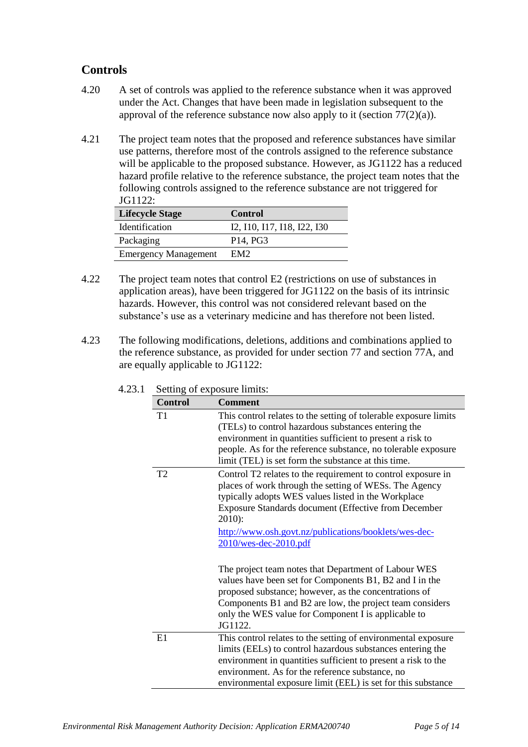## Controls

4.20 A set of controls was applied to the reference substance when it was approved under the Act. Changes that have been made in legislation subsequent to the approval of the reference substance now also apply to it (section 77(2)(a)).

4.21 The project team notes that the proposed and reference substances have similar use patterns, therefore most of the controls assigned to the reference substance will be applicable to the proposed substance. However, as JG1122 has a reduced hazard profile relative to the reference substance, the project team notes that the following controls assigned to the reference substance are not triggered for JG1122:

| Lifecycle Stage | Control |
|---|---|
| Identification | I2, I10, I17, I18, I22, I30 |
| Packaging | P14, PG3 |
| Emergency Management | EM2 |

4.22 The project team notes that control E2 (restrictions on use of substances in application areas), have been triggered for JG1122 on the basis of its intrinsic hazards. However, this control was not considered relevant based on the substance's use as a veterinary medicine and has therefore not been listed.

4.23 The following modifications, deletions, additions and combinations applied to the reference substance, as provided for under section 77 and section 77A, and are equally applicable to JG1122:

4.23.1 Setting of exposure limits:

| Control | Comment |
|---|---|
| T1 | This control relates to the setting of tolerable exposure limits (TELs) to control hazardous substances entering the environment in quantities sufficient to present a risk to people. As for the reference substance, no tolerable exposure limit (TEL) is set form the substance at this time. |
| T2 | Control T2 relates to the requirement to control exposure in places of work through the setting of WESs. The Agency typically adopts WES values listed in the Workplace Exposure Standards document (Effective from December 2010): http://www.osh.govt.nz/publications/booklets/wes-dec-2010/wes-dec-2010.pdf <br><br> The project team notes that Department of Labour WES values have been set for Components B1, B2 and I in the proposed substance; however, as the concentrations of Components B1 and B2 are low, the project team considers only the WES value for Component I is applicable to JG1122. |
| E1 | This control relates to the setting of environmental exposure limits (EELs) to control hazardous substances entering the environment in quantities sufficient to present a risk to the environment. As for the reference substance, no environmental exposure limit (EEL) is set for this substance |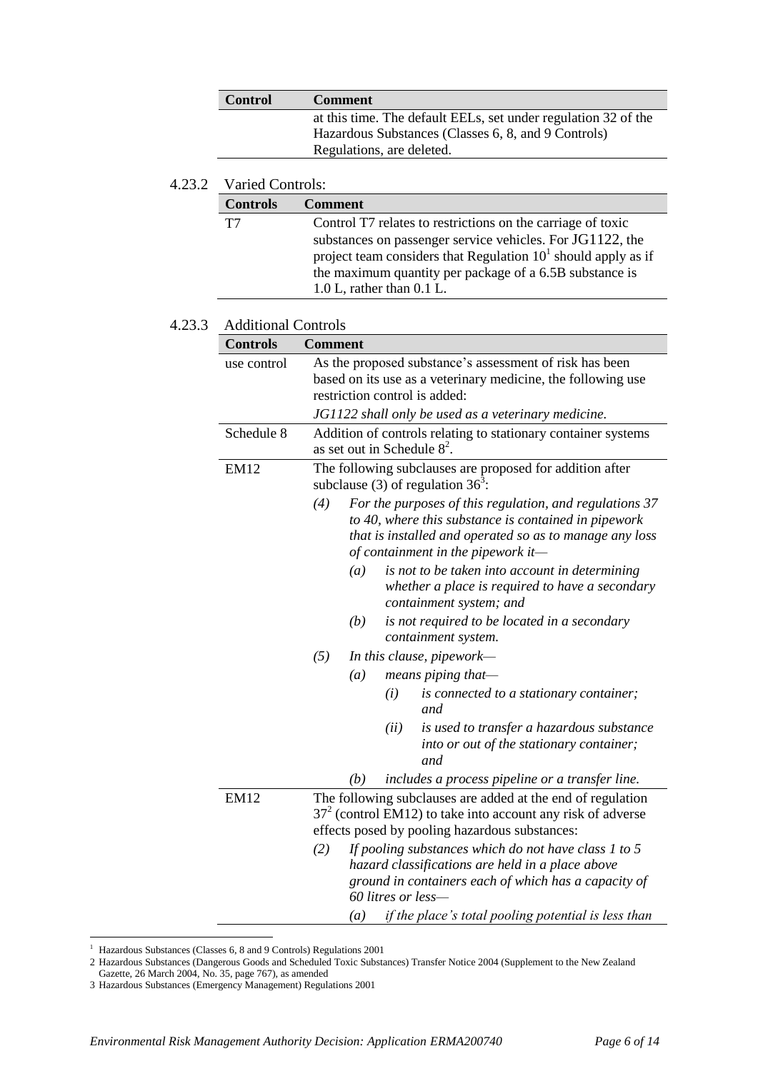| Control | Comment |
|---|---|
| | at this time. The default EELs, set under regulation 32 of the Hazardous Substances (Classes 6, 8, and 9 Controls) Regulations, are deleted. |

4.23.2 Varied Controls:

| Controls | Comment |
|---|---|
| T7 | Control T7 relates to restrictions on the carriage of toxic substances on passenger service vehicles. For JG1122, the project team considers that Regulation 10[1] should apply as if the maximum quantity per package of a 6.5B substance is 1.0 L, rather than 0.1 L. |

4.23.3 Additional Controls

| Controls | Comment |
|---|---|
| use control | As the proposed substance's assessment of risk has been based on its use as a veterinary medicine, the following use restriction control is added:<br>*JG1122 shall only be used as a veterinary medicine.* |
| Schedule 8 | Addition of controls relating to stationary container systems as set out in Schedule 8[2]. |
| EM12 | The following subclauses are proposed for addition after subclause (3) of regulation 36[3]:<br>*(4) For the purposes of this regulation, and regulations 37 to 40, where this substance is contained in pipework that is installed and operated so as to manage any loss of containment in the pipework it—*<br>*(a) is not to be taken into account in determining whether a place is required to have a secondary containment system; and*<br>*(b) is not required to be located in a secondary containment system.*<br>*(5) In this clause, pipework—*<br>*(a) means piping that—*<br>*(i) is connected to a stationary container; and*<br>*(ii) is used to transfer a hazardous substance into or out of the stationary container; and*<br>*(b) includes a process pipeline or a transfer line.* |
| EM12 | The following subclauses are added at the end of regulation 37[2] (control EM12) to take into account any risk of adverse effects posed by pooling hazardous substances:<br>*(2) If pooling substances which do not have class 1 to 5 hazard classifications are held in a place above ground in containers each of which has a capacity of 60 litres or less—*<br>*(a) if the place's total pooling potential is less than* |

[1] Hazardous Substances (Classes 6, 8 and 9 Controls) Regulations 2001

[2] Hazardous Substances (Dangerous Goods and Scheduled Toxic Substances) Transfer Notice 2004 (Supplement to the New Zealand Gazette, 26 March 2004, No. 35, page 767), as amended

[3] Hazardous Substances (Emergency Management) Regulations 2001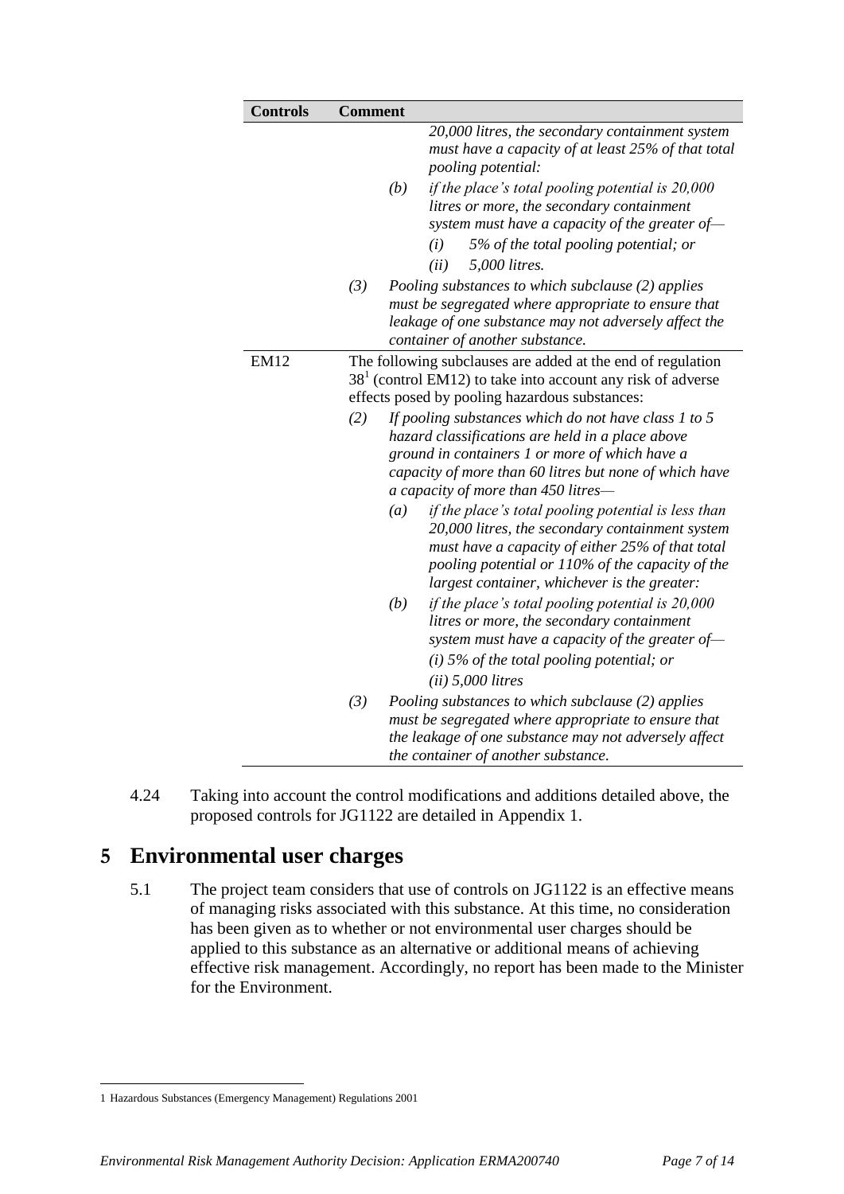| Controls | Comment |
| --- | --- |
| | *20,000 litres, the secondary containment system must have a capacity of at least 25% of that total pooling potential:* <br> (b) *if the place's total pooling potential is 20,000 litres or more, the secondary containment system must have a capacity of the greater of—* <br> (i) *5% of the total pooling potential; or* <br> (ii) *5,000 litres.* <br> (3) *Pooling substances to which subclause (2) applies must be segregated where appropriate to ensure that leakage of one substance may not adversely affect the container of another substance.* |
| EM12 | The following subclauses are added at the end of regulation 38[1] (control EM12) to take into account any risk of adverse effects posed by pooling hazardous substances: <br> (2) *If pooling substances which do not have class 1 to 5 hazard classifications are held in a place above ground in containers 1 or more of which have a capacity of more than 60 litres but none of which have a capacity of more than 450 litres—* <br> (a) *if the place's total pooling potential is less than 20,000 litres, the secondary containment system must have a capacity of either 25% of that total pooling potential or 110% of the capacity of the largest container, whichever is the greater:* <br> (b) *if the place's total pooling potential is 20,000 litres or more, the secondary containment system must have a capacity of the greater of—* <br> *(i) 5% of the total pooling potential; or* <br> *(ii) 5,000 litres* <br> (3) *Pooling substances to which subclause (2) applies must be segregated where appropriate to ensure that the leakage of one substance may not adversely affect the container of another substance.* |

4.24 Taking into account the control modifications and additions detailed above, the proposed controls for JG1122 are detailed in Appendix 1.

# 5 Environmental user charges

5.1 The project team considers that use of controls on JG1122 is an effective means of managing risks associated with this substance. At this time, no consideration has been given as to whether or not environmental user charges should be applied to this substance as an alternative or additional means of achieving effective risk management. Accordingly, no report has been made to the Minister for the Environment.

---

[1] Hazardous Substances (Emergency Management) Regulations 2001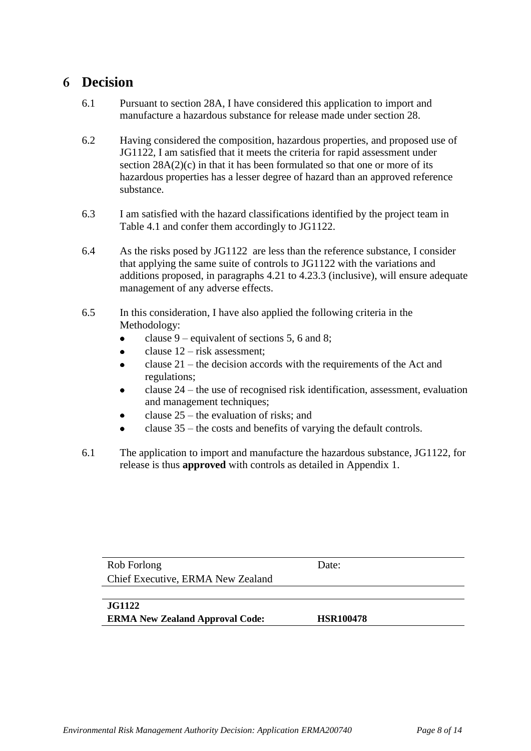# 6 Decision

6.1 Pursuant to section 28A, I have considered this application to import and manufacture a hazardous substance for release made under section 28.

6.2 Having considered the composition, hazardous properties, and proposed use of JG1122, I am satisfied that it meets the criteria for rapid assessment under section 28A(2)(c) in that it has been formulated so that one or more of its hazardous properties has a lesser degree of hazard than an approved reference substance.

6.3 I am satisfied with the hazard classifications identified by the project team in Table 4.1 and confer them accordingly to JG1122.

6.4 As the risks posed by JG1122 are less than the reference substance, I consider that applying the same suite of controls to JG1122 with the variations and additions proposed, in paragraphs 4.21 to 4.23.3 (inclusive), will ensure adequate management of any adverse effects.

6.5 In this consideration, I have also applied the following criteria in the Methodology:

- clause 9 – equivalent of sections 5, 6 and 8;
- clause 12 – risk assessment;
- clause 21 – the decision accords with the requirements of the Act and regulations;
- clause 24 – the use of recognised risk identification, assessment, evaluation and management techniques;
- clause 25 – the evaluation of risks; and
- clause 35 – the costs and benefits of varying the default controls.

6.1 The application to import and manufacture the hazardous substance, JG1122, for release is thus **approved** with controls as detailed in Appendix 1.

| Rob Forlong<br>Chief Executive, ERMA New Zealand | Date: |
|---|---|

| **JG1122**<br>**ERMA New Zealand Approval Code:** | **HSR100478** |
|---|---|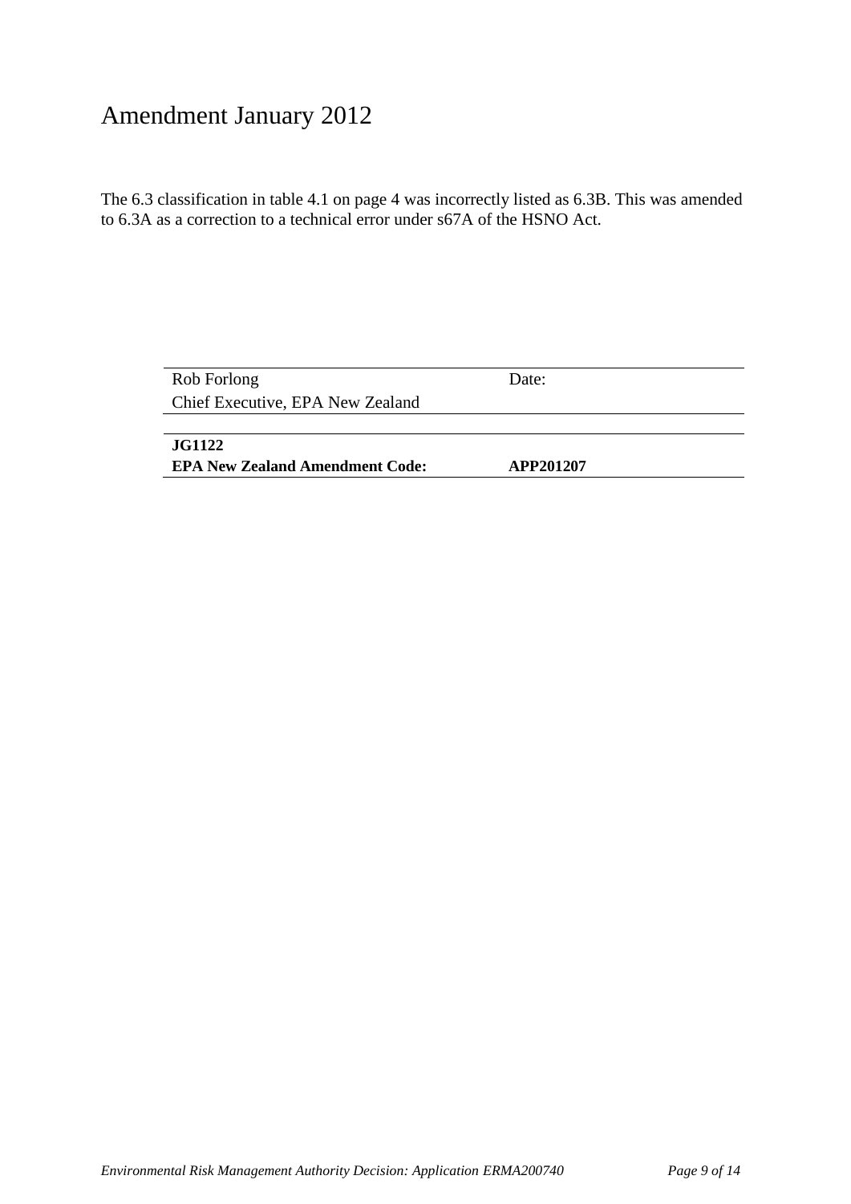# Amendment January 2012

The 6.3 classification in table 4.1 on page 4 was incorrectly listed as 6.3B. This was amended to 6.3A as a correction to a technical error under s67A of the HSNO Act.

| Rob Forlong<br>Chief Executive, EPA New Zealand | Date: |
|---|---|

| **JG1122** | |
|---|---|
| **EPA New Zealand Amendment Code:** | **APP201207** |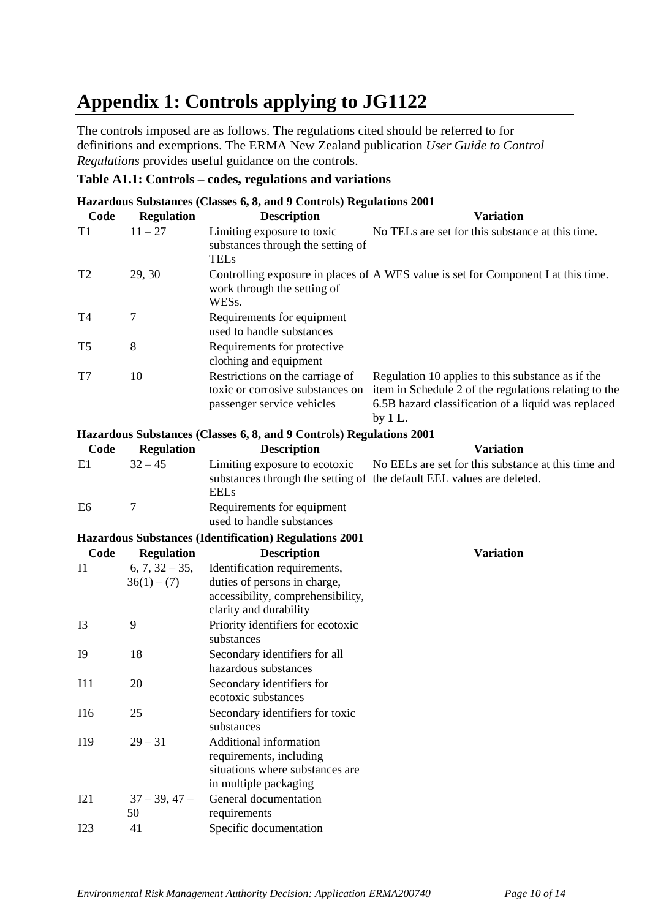# Appendix 1: Controls applying to JG1122

The controls imposed are as follows. The regulations cited should be referred to for definitions and exemptions. The ERMA New Zealand publication *User Guide to Control Regulations* provides useful guidance on the controls.

**Table A1.1: Controls – codes, regulations and variations**

**Hazardous Substances (Classes 6, 8, and 9 Controls) Regulations 2001**

| Code | Regulation | Description | Variation |
|---|---|---|---|
| T1 | 11 – 27 | Limiting exposure to toxic substances through the setting of TELs | No TELs are set for this substance at this time. |
| T2 | 29, 30 | Controlling exposure in places of work through the setting of WESs. | A WES value is set for Component I at this time. |
| T4 | 7 | Requirements for equipment used to handle substances | |
| T5 | 8 | Requirements for protective clothing and equipment | |
| T7 | 10 | Restrictions on the carriage of toxic or corrosive substances on passenger service vehicles | Regulation 10 applies to this substance as if the item in Schedule 2 of the regulations relating to the 6.5B hazard classification of a liquid was replaced by **1 L**. |

**Hazardous Substances (Classes 6, 8, and 9 Controls) Regulations 2001**

| Code | Regulation | Description | Variation |
|---|---|---|---|
| E1 | 32 – 45 | Limiting exposure to ecotoxic substances through the setting of EELs | No EELs are set for this substance at this time and the default EEL values are deleted. |
| E6 | 7 | Requirements for equipment used to handle substances | |

**Hazardous Substances (Identification) Regulations 2001**

| Code | Regulation | Description | Variation |
|---|---|---|---|
| I1 | 6, 7, 32 – 35, 36(1) – (7) | Identification requirements, duties of persons in charge, accessibility, comprehensibility, clarity and durability | |
| I3 | 9 | Priority identifiers for ecotoxic substances | |
| I9 | 18 | Secondary identifiers for all hazardous substances | |
| I11 | 20 | Secondary identifiers for ecotoxic substances | |
| I16 | 25 | Secondary identifiers for toxic substances | |
| I19 | 29 – 31 | Additional information requirements, including situations where substances are in multiple packaging | |
| I21 | 37 – 39, 47 – 50 | General documentation requirements | |
| I23 | 41 | Specific documentation | |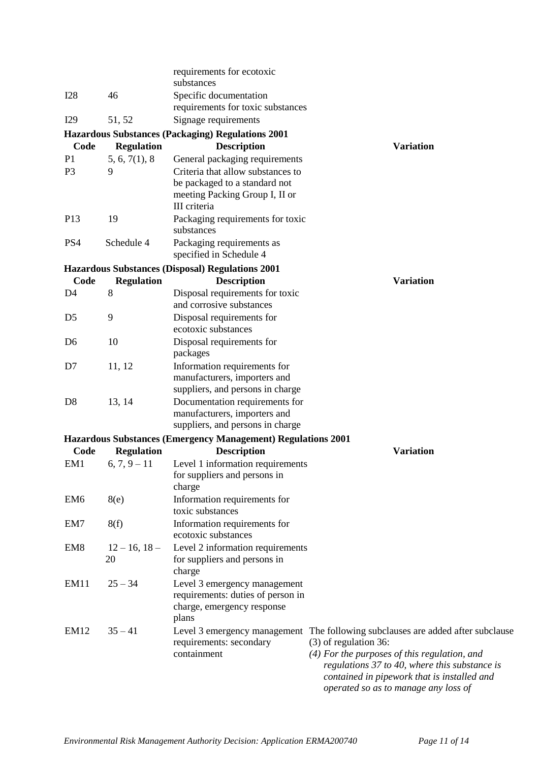| | | requirements for ecotoxic substances | |
|---|---|---|---|
| I28 | 46 | Specific documentation requirements for toxic substances | |
| I29 | 51, 52 | Signage requirements | |

**Hazardous Substances (Packaging) Regulations 2001**

| Code | Regulation | Description | Variation |
|---|---|---|---|
| P1 | 5, 6, 7(1), 8 | General packaging requirements | |
| P3 | 9 | Criteria that allow substances to be packaged to a standard not meeting Packing Group I, II or III criteria | |
| P13 | 19 | Packaging requirements for toxic substances | |
| PS4 | Schedule 4 | Packaging requirements as specified in Schedule 4 | |

**Hazardous Substances (Disposal) Regulations 2001**

| Code | Regulation | Description | Variation |
|---|---|---|---|
| D4 | 8 | Disposal requirements for toxic and corrosive substances | |
| D5 | 9 | Disposal requirements for ecotoxic substances | |
| D6 | 10 | Disposal requirements for packages | |
| D7 | 11, 12 | Information requirements for manufacturers, importers and suppliers, and persons in charge | |
| D8 | 13, 14 | Documentation requirements for manufacturers, importers and suppliers, and persons in charge | |

**Hazardous Substances (Emergency Management) Regulations 2001**

| Code | Regulation | Description | Variation |
|---|---|---|---|
| EM1 | 6, 7, 9 – 11 | Level 1 information requirements for suppliers and persons in charge | |
| EM6 | 8(e) | Information requirements for toxic substances | |
| EM7 | 8(f) | Information requirements for ecotoxic substances | |
| EM8 | 12 – 16, 18 – 20 | Level 2 information requirements for suppliers and persons in charge | |
| EM11 | 25 – 34 | Level 3 emergency management requirements: duties of person in charge, emergency response plans | |
| EM12 | 35 – 41 | Level 3 emergency management requirements: secondary containment | The following subclauses are added after subclause (3) of regulation 36: *(4) For the purposes of this regulation, and regulations 37 to 40, where this substance is contained in pipework that is installed and operated so as to manage any loss of* |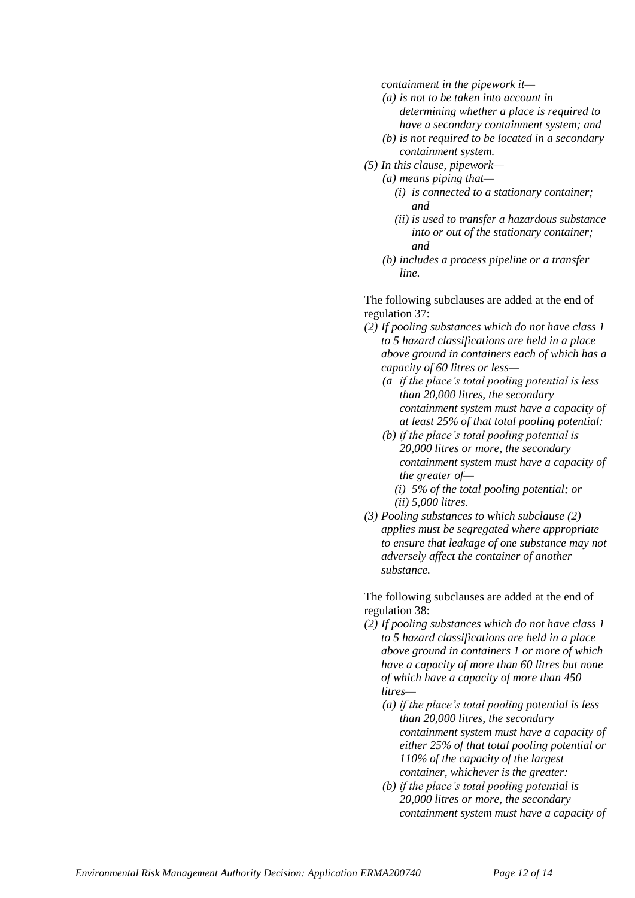*containment in the pipework it—*

*(a) is not to be taken into account in determining whether a place is required to have a secondary containment system; and*

*(b) is not required to be located in a secondary containment system.*

*(5) In this clause, pipework—*

*(a) means piping that—*

*(i) is connected to a stationary container; and*

*(ii) is used to transfer a hazardous substance into or out of the stationary container; and*

*(b) includes a process pipeline or a transfer line.*

The following subclauses are added at the end of regulation 37:

*(2) If pooling substances which do not have class 1 to 5 hazard classifications are held in a place above ground in containers each of which has a capacity of 60 litres or less—*

*(a if the place's total pooling potential is less than 20,000 litres, the secondary containment system must have a capacity of at least 25% of that total pooling potential:*

*(b) if the place's total pooling potential is 20,000 litres or more, the secondary containment system must have a capacity of the greater of—*

*(i) 5% of the total pooling potential; or*

*(ii) 5,000 litres.*

*(3) Pooling substances to which subclause (2) applies must be segregated where appropriate to ensure that leakage of one substance may not adversely affect the container of another substance.*

The following subclauses are added at the end of regulation 38:

*(2) If pooling substances which do not have class 1 to 5 hazard classifications are held in a place above ground in containers 1 or more of which have a capacity of more than 60 litres but none of which have a capacity of more than 450 litres—*

*(a) if the place's total pooling potential is less than 20,000 litres, the secondary containment system must have a capacity of either 25% of that total pooling potential or 110% of the capacity of the largest container, whichever is the greater:*

*(b) if the place's total pooling potential is 20,000 litres or more, the secondary containment system must have a capacity of*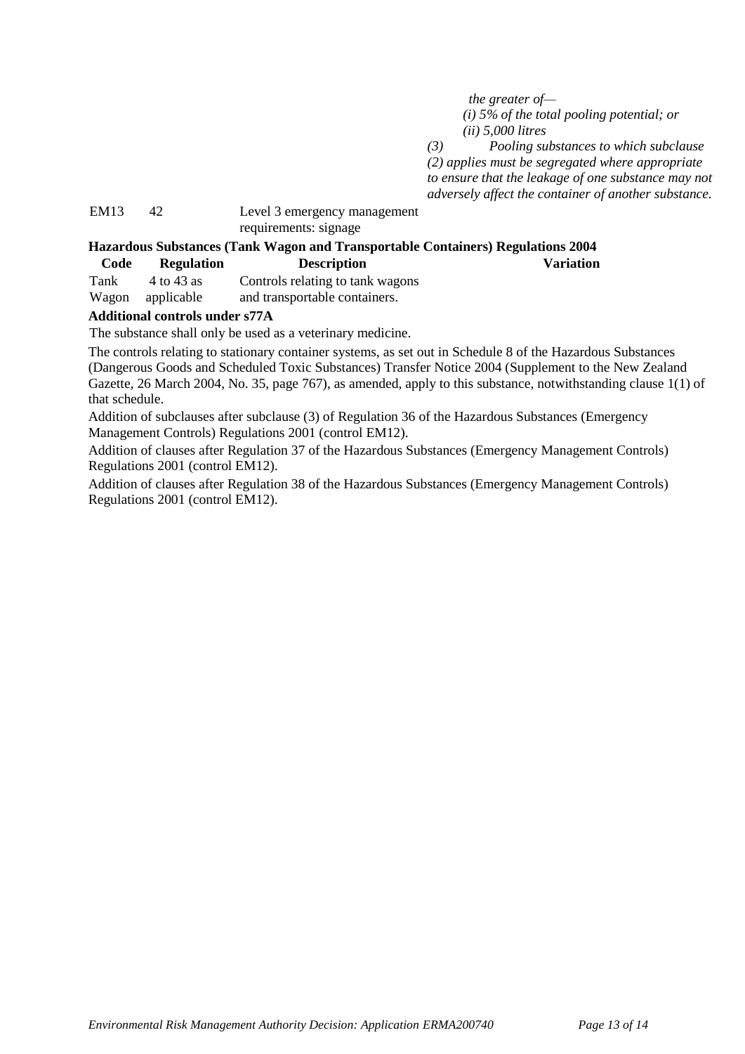| | | | |
|---|---|---|---|
| | | | *the greater of—*<br>*(i) 5% of the total pooling potential; or*<br>*(ii) 5,000 litres*<br>*(3) Pooling substances to which subclause (2) applies must be segregated where appropriate to ensure that the leakage of one substance may not adversely affect the container of another substance.* |
| EM13 | 42 | Level 3 emergency management requirements: signage | |

**Hazardous Substances (Tank Wagon and Transportable Containers) Regulations 2004**

| Code | Regulation | Description | Variation |
|---|---|---|---|
| Tank Wagon | 4 to 43 as applicable | Controls relating to tank wagons and transportable containers. | |

**Additional controls under s77A**

The substance shall only be used as a veterinary medicine.

The controls relating to stationary container systems, as set out in Schedule 8 of the Hazardous Substances (Dangerous Goods and Scheduled Toxic Substances) Transfer Notice 2004 (Supplement to the New Zealand Gazette, 26 March 2004, No. 35, page 767), as amended, apply to this substance, notwithstanding clause 1(1) of that schedule.

Addition of subclauses after subclause (3) of Regulation 36 of the Hazardous Substances (Emergency Management Controls) Regulations 2001 (control EM12).

Addition of clauses after Regulation 37 of the Hazardous Substances (Emergency Management Controls) Regulations 2001 (control EM12).

Addition of clauses after Regulation 38 of the Hazardous Substances (Emergency Management Controls) Regulations 2001 (control EM12).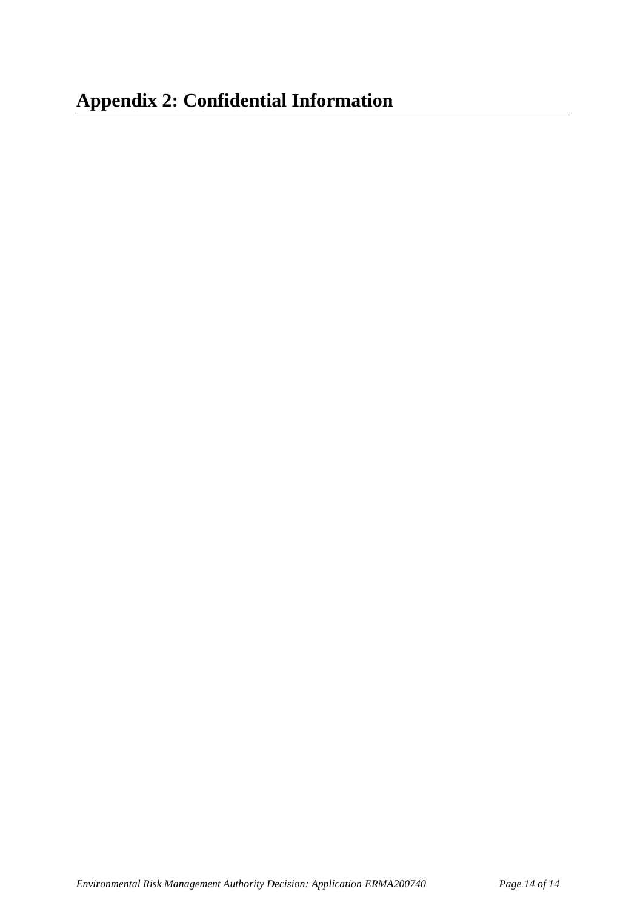# Appendix 2: Confidential Information